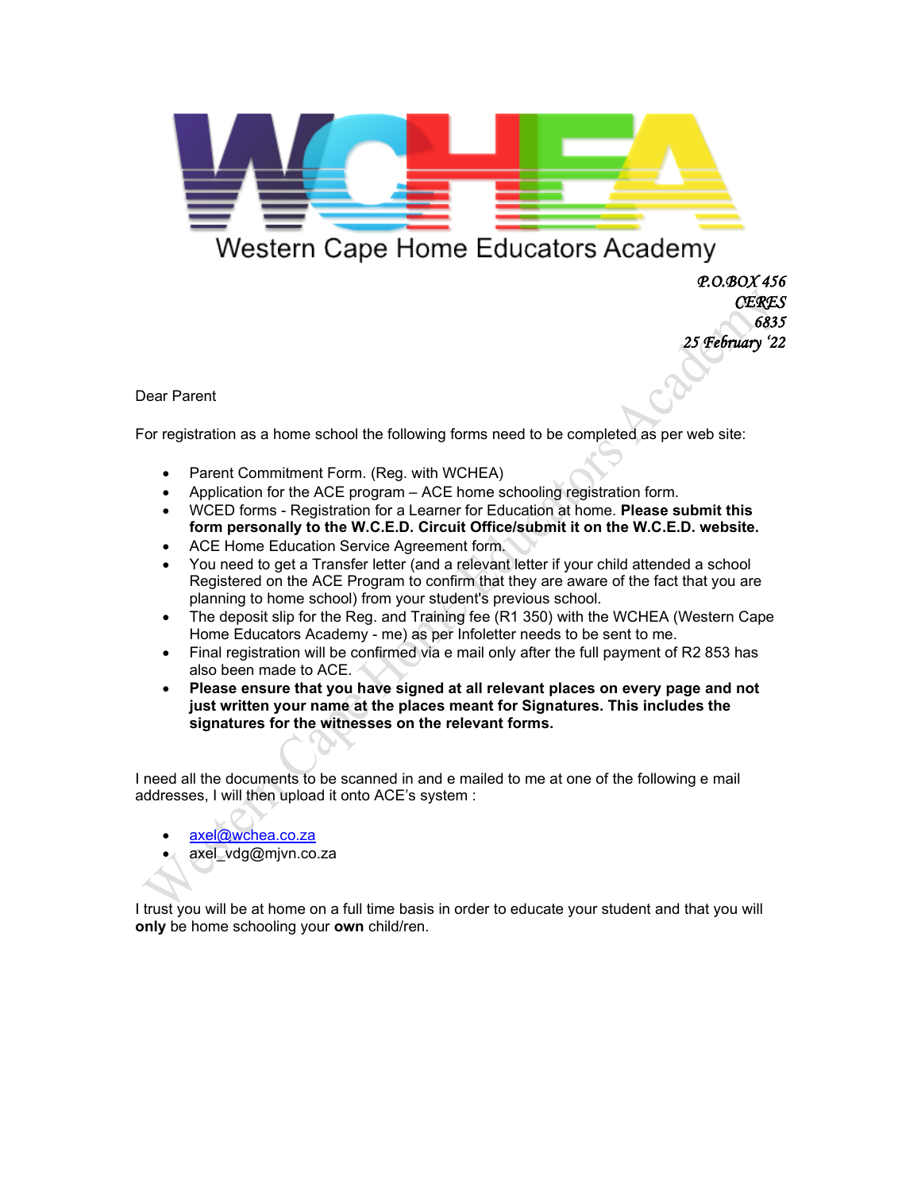# WCHEA

Western Cape Home Educators Academy

*P.O.BOX 456*
*CERES*
*6835*
*25 February '22*

Dear Parent

For registration as a home school the following forms need to be completed as per web site:

- Parent Commitment Form. (Reg. with WCHEA)
- Application for the ACE program – ACE home schooling registration form.
- WCED forms - Registration for a Learner for Education at home. **Please submit this form personally to the W.C.E.D. Circuit Office/submit it on the W.C.E.D. website.**
- ACE Home Education Service Agreement form.
- You need to get a Transfer letter (and a relevant letter if your child attended a school Registered on the ACE Program to confirm that they are aware of the fact that you are planning to home school) from your student's previous school.
- The deposit slip for the Reg. and Training fee (R1 350) with the WCHEA (Western Cape Home Educators Academy - me) as per Infoletter needs to be sent to me.
- Final registration will be confirmed via e mail only after the full payment of R2 853 has also been made to ACE.
- **Please ensure that you have signed at all relevant places on every page and not just written your name at the places meant for Signatures. This includes the signatures for the witnesses on the relevant forms.**

I need all the documents to be scanned in and e mailed to me at one of the following e mail addresses, I will then upload it onto ACE's system :

- axel@wchea.co.za
- axel_vdg@mjvn.co.za

I trust you will be at home on a full time basis in order to educate your student and that you will **only** be home schooling your **own** child/ren.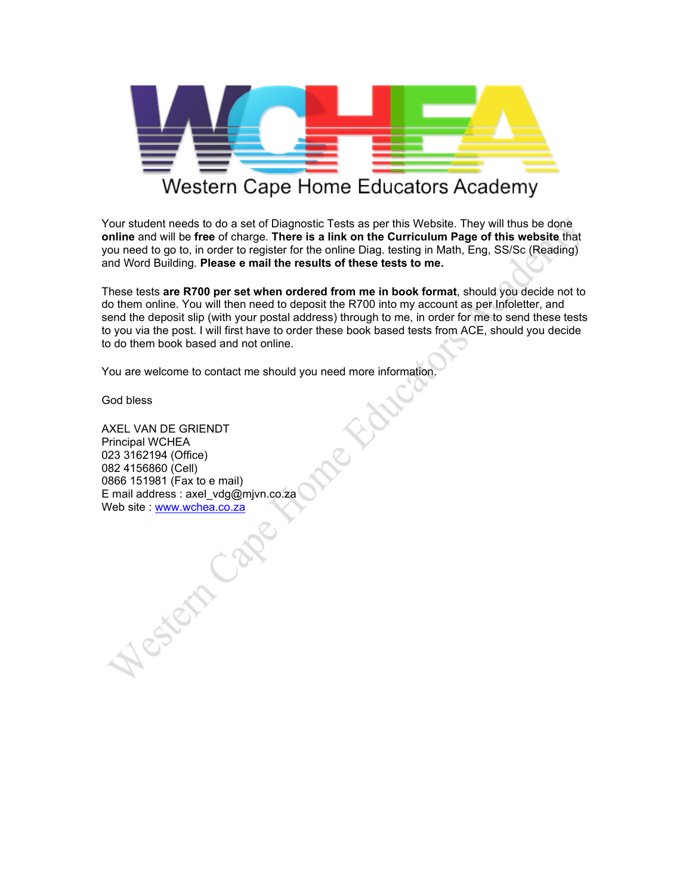# Western Cape Home Educators Academy

Your student needs to do a set of Diagnostic Tests as per this Website. They will thus be done **online** and will be **free** of charge. **There is a link on the Curriculum Page of this website** that you need to go to, in order to register for the online Diag. testing in Math, Eng, SS/Sc (Reading) and Word Building. **Please e mail the results of these tests to me.**

These tests **are R700 per set when ordered from me in book format**, should you decide not to do them online. You will then need to deposit the R700 into my account as per Infoletter, and send the deposit slip (with your postal address) through to me, in order for me to send these tests to you via the post. I will first have to order these book based tests from ACE, should you decide to do them book based and not online.

You are welcome to contact me should you need more information.

God bless

AXEL VAN DE GRIENDT
Principal WCHEA
023 3162194 (Office)
082 4156860 (Cell)
0866 151981 (Fax to e mail)
E mail address : axel_vdg@mjvn.co.za
Web site : www.wchea.co.za